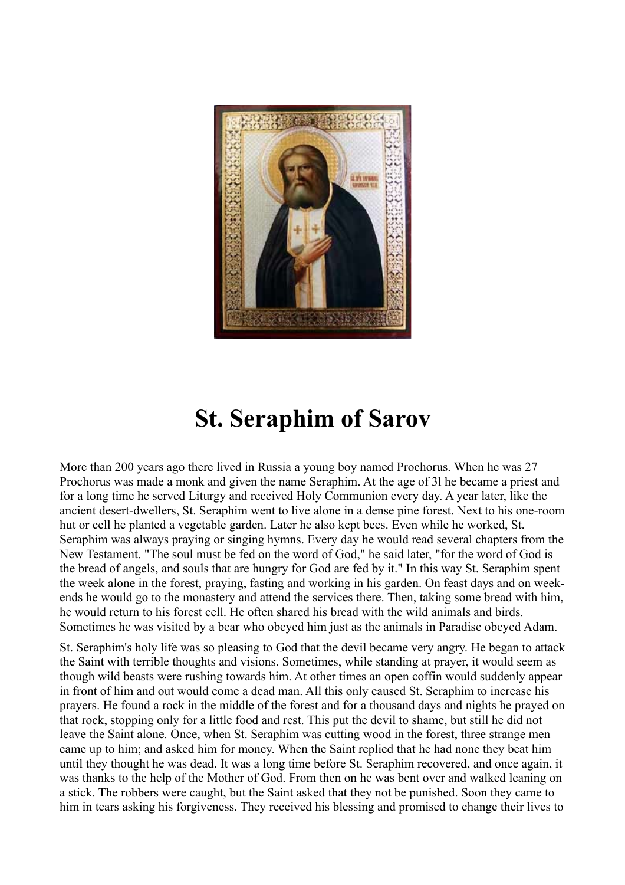# St. Seraphim of Sarov

More than 200 years ago there lived in Russia a young boy named Prochorus. When he was 27 Prochorus was made a monk and given the name Seraphim. At the age of 3l he became a priest and for a long time he served Liturgy and received Holy Communion every day. A year later, like the ancient desert-dwellers, St. Seraphim went to live alone in a dense pine forest. Next to his one-room hut or cell he planted a vegetable garden. Later he also kept bees. Even while he worked, St. Seraphim was always praying or singing hymns. Every day he would read several chapters from the New Testament. "The soul must be fed on the word of God," he said later, "for the word of God is the bread of angels, and souls that are hungry for God are fed by it." In this way St. Seraphim spent the week alone in the forest, praying, fasting and working in his garden. On feast days and on week-ends he would go to the monastery and attend the services there. Then, taking some bread with him, he would return to his forest cell. He often shared his bread with the wild animals and birds. Sometimes he was visited by a bear who obeyed him just as the animals in Paradise obeyed Adam.

St. Seraphim's holy life was so pleasing to God that the devil became very angry. He began to attack the Saint with terrible thoughts and visions. Sometimes, while standing at prayer, it would seem as though wild beasts were rushing towards him. At other times an open coffin would suddenly appear in front of him and out would come a dead man. All this only caused St. Seraphim to increase his prayers. He found a rock in the middle of the forest and for a thousand days and nights he prayed on that rock, stopping only for a little food and rest. This put the devil to shame, but still he did not leave the Saint alone. Once, when St. Seraphim was cutting wood in the forest, three strange men came up to him; and asked him for money. When the Saint replied that he had none they beat him until they thought he was dead. It was a long time before St. Seraphim recovered, and once again, it was thanks to the help of the Mother of God. From then on he was bent over and walked leaning on a stick. The robbers were caught, but the Saint asked that they not be punished. Soon they came to him in tears asking his forgiveness. They received his blessing and promised to change their lives to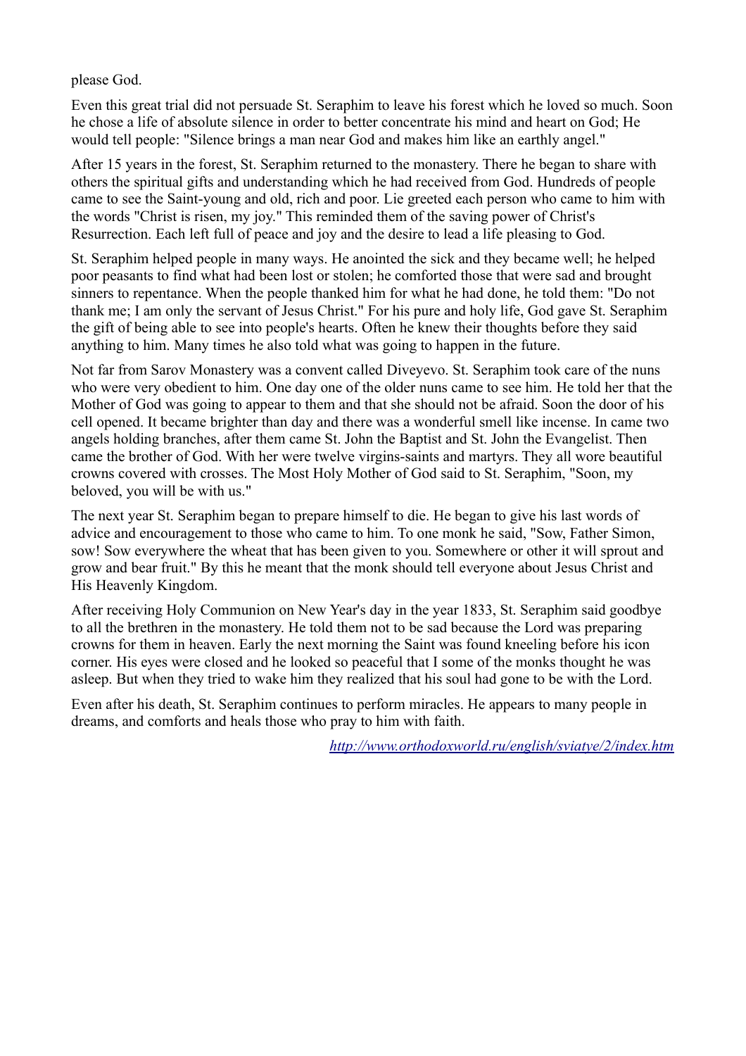please God.

Even this great trial did not persuade St. Seraphim to leave his forest which he loved so much. Soon he chose a life of absolute silence in order to better concentrate his mind and heart on God; He would tell people: "Silence brings a man near God and makes him like an earthly angel."

After 15 years in the forest, St. Seraphim returned to the monastery. There he began to share with others the spiritual gifts and understanding which he had received from God. Hundreds of people came to see the Saint-young and old, rich and poor. Lie greeted each person who came to him with the words "Christ is risen, my joy." This reminded them of the saving power of Christ's Resurrection. Each left full of peace and joy and the desire to lead a life pleasing to God.

St. Seraphim helped people in many ways. He anointed the sick and they became well; he helped poor peasants to find what had been lost or stolen; he comforted those that were sad and brought sinners to repentance. When the people thanked him for what he had done, he told them: "Do not thank me; I am only the servant of Jesus Christ." For his pure and holy life, God gave St. Seraphim the gift of being able to see into people's hearts. Often he knew their thoughts before they said anything to him. Many times he also told what was going to happen in the future.

Not far from Sarov Monastery was a convent called Diveyevo. St. Seraphim took care of the nuns who were very obedient to him. One day one of the older nuns came to see him. He told her that the Mother of God was going to appear to them and that she should not be afraid. Soon the door of his cell opened. It became brighter than day and there was a wonderful smell like incense. In came two angels holding branches, after them came St. John the Baptist and St. John the Evangelist. Then came the brother of God. With her were twelve virgins-saints and martyrs. They all wore beautiful crowns covered with crosses. The Most Holy Mother of God said to St. Seraphim, "Soon, my beloved, you will be with us."

The next year St. Seraphim began to prepare himself to die. He began to give his last words of advice and encouragement to those who came to him. To one monk he said, "Sow, Father Simon, sow! Sow everywhere the wheat that has been given to you. Somewhere or other it will sprout and grow and bear fruit." By this he meant that the monk should tell everyone about Jesus Christ and His Heavenly Kingdom.

After receiving Holy Communion on New Year's day in the year 1833, St. Seraphim said goodbye to all the brethren in the monastery. He told them not to be sad because the Lord was preparing crowns for them in heaven. Early the next morning the Saint was found kneeling before his icon corner. His eyes were closed and he looked so peaceful that I some of the monks thought he was asleep. But when they tried to wake him they realized that his soul had gone to be with the Lord.

Even after his death, St. Seraphim continues to perform miracles. He appears to many people in dreams, and comforts and heals those who pray to him with faith.

*http://www.orthodoxworld.ru/english/sviatye/2/index.htm*